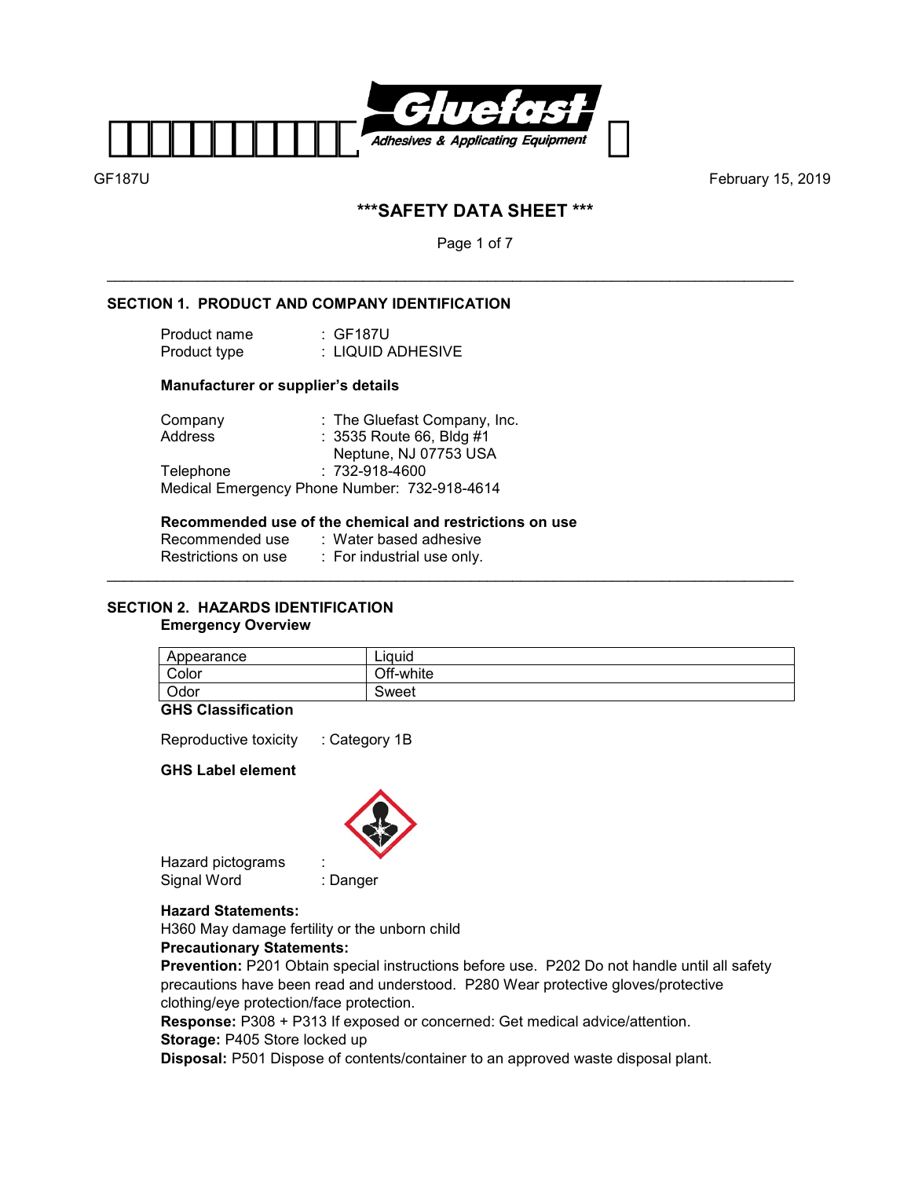GF187U February 15, 2019

# ***SAFETY DATA SHEET ***

## SECTION 1. PRODUCT AND COMPANY IDENTIFICATION

Product name : GF187U
Product type : LIQUID ADHESIVE

**Manufacturer or supplier's details**

Company : The Gluefast Company, Inc.
Address : 3535 Route 66, Bldg #1
Neptune, NJ 07753 USA
Telephone : 732-918-4600
Medical Emergency Phone Number: 732-918-4614

**Recommended use of the chemical and restrictions on use**

Recommended use : Water based adhesive
Restrictions on use : For industrial use only.

## SECTION 2. HAZARDS IDENTIFICATION

**Emergency Overview**

| Appearance | Liquid |
|---|---|
| Color | Off-white |
| Odor | Sweet |

**GHS Classification**

Reproductive toxicity : Category 1B

**GHS Label element**

Hazard pictograms :
Signal Word : Danger

**Hazard Statements:**

H360 May damage fertility or the unborn child

**Precautionary Statements:**

**Prevention:** P201 Obtain special instructions before use. P202 Do not handle until all safety precautions have been read and understood. P280 Wear protective gloves/protective clothing/eye protection/face protection.

**Response:** P308 + P313 If exposed or concerned: Get medical advice/attention.

**Storage:** P405 Store locked up

**Disposal:** P501 Dispose of contents/container to an approved waste disposal plant.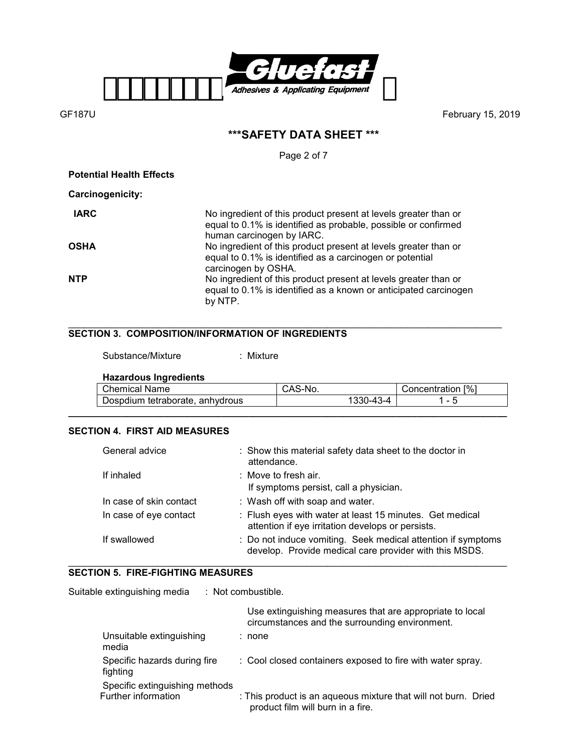**Potential Health Effects**

**Carcinogenicity:**

| | |
|---|---|
| **IARC** | No ingredient of this product present at levels greater than or equal to 0.1% is identified as probable, possible or confirmed human carcinogen by IARC. |
| **OSHA** | No ingredient of this product present at levels greater than or equal to 0.1% is identified as a carcinogen or potential carcinogen by OSHA. |
| **NTP** | No ingredient of this product present at levels greater than or equal to 0.1% is identified as a known or anticipated carcinogen by NTP. |

## SECTION 3. COMPOSITION/INFORMATION OF INGREDIENTS

Substance/Mixture : Mixture

**Hazardous Ingredients**

| Chemical Name | CAS-No. | Concentration [%] |
|---|---|---|
| Dospdium tetraborate, anhydrous | 1330-43-4 | 1 - 5 |

## SECTION 4. FIRST AID MEASURES

| | |
|---|---|
| General advice | : Show this material safety data sheet to the doctor in attendance. |
| If inhaled | : Move to fresh air. If symptoms persist, call a physician. |
| In case of skin contact | : Wash off with soap and water. |
| In case of eye contact | : Flush eyes with water at least 15 minutes. Get medical attention if eye irritation develops or persists. |
| If swallowed | : Do not induce vomiting. Seek medical attention if symptoms develop. Provide medical care provider with this MSDS. |

## SECTION 5. FIRE-FIGHTING MEASURES

Suitable extinguishing media : Not combustible.

Use extinguishing measures that are appropriate to local circumstances and the surrounding environment.

| | |
|---|---|
| Unsuitable extinguishing media | : none |
| Specific hazards during fire fighting | : Cool closed containers exposed to fire with water spray. |
| Specific extinguishing methods Further information | : This product is an aqueous mixture that will not burn. Dried product film will burn in a fire. |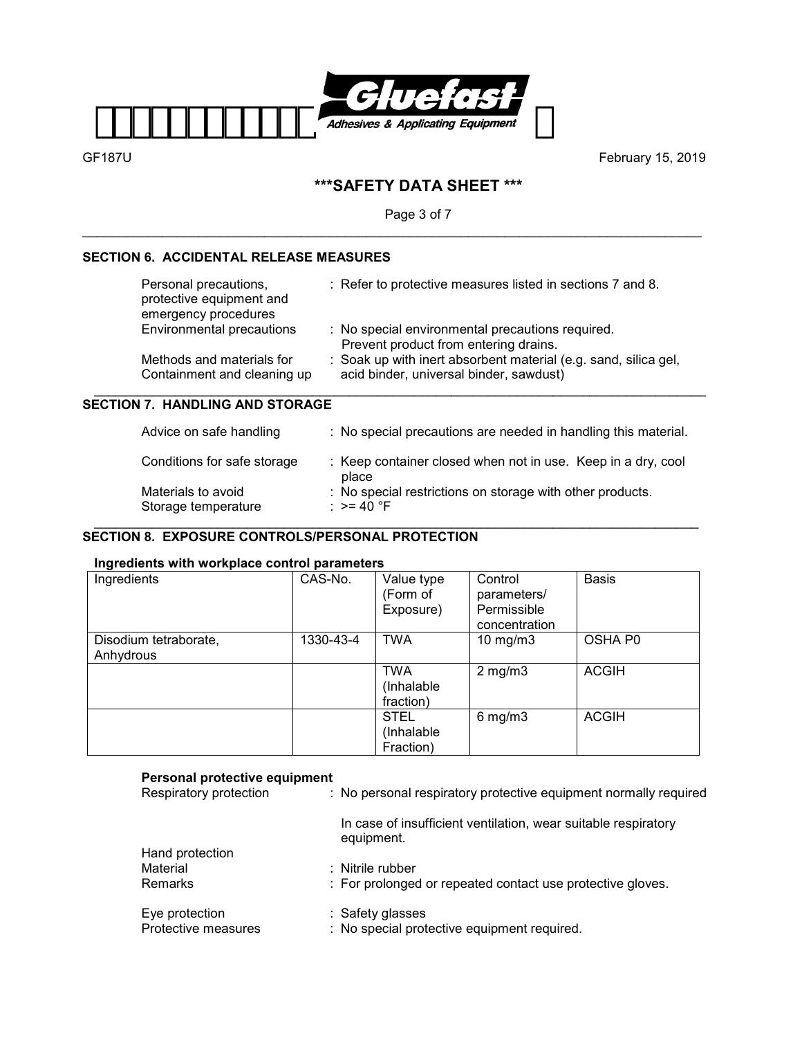## SECTION 6. ACCIDENTAL RELEASE MEASURES

| | |
|---|---|
| Personal precautions, protective equipment and emergency procedures | : Refer to protective measures listed in sections 7 and 8. |
| Environmental precautions | : No special environmental precautions required. Prevent product from entering drains. |
| Methods and materials for Containment and cleaning up | : Soak up with inert absorbent material (e.g. sand, silica gel, acid binder, universal binder, sawdust) |

## SECTION 7. HANDLING AND STORAGE

| | |
|---|---|
| Advice on safe handling | : No special precautions are needed in handling this material. |
| Conditions for safe storage | : Keep container closed when not in use. Keep in a dry, cool place |
| Materials to avoid | : No special restrictions on storage with other products. |
| Storage temperature | : >= 40 °F |

## SECTION 8. EXPOSURE CONTROLS/PERSONAL PROTECTION

**Ingredients with workplace control parameters**

| Ingredients | CAS-No. | Value type (Form of Exposure) | Control parameters/ Permissible concentration | Basis |
|---|---|---|---|---|
| Disodium tetraborate, Anhydrous | 1330-43-4 | TWA | 10 mg/m3 | OSHA P0 |
| | | TWA (Inhalable fraction) | 2 mg/m3 | ACGIH |
| | | STEL (Inhalable Fraction) | 6 mg/m3 | ACGIH |

**Personal protective equipment**

| | |
|---|---|
| Respiratory protection | : No personal respiratory protective equipment normally required<br><br>In case of insufficient ventilation, wear suitable respiratory equipment. |
| Hand protection | |
| Material | : Nitrile rubber |
| Remarks | : For prolonged or repeated contact use protective gloves. |
| Eye protection | : Safety glasses |
| Protective measures | : No special protective equipment required. |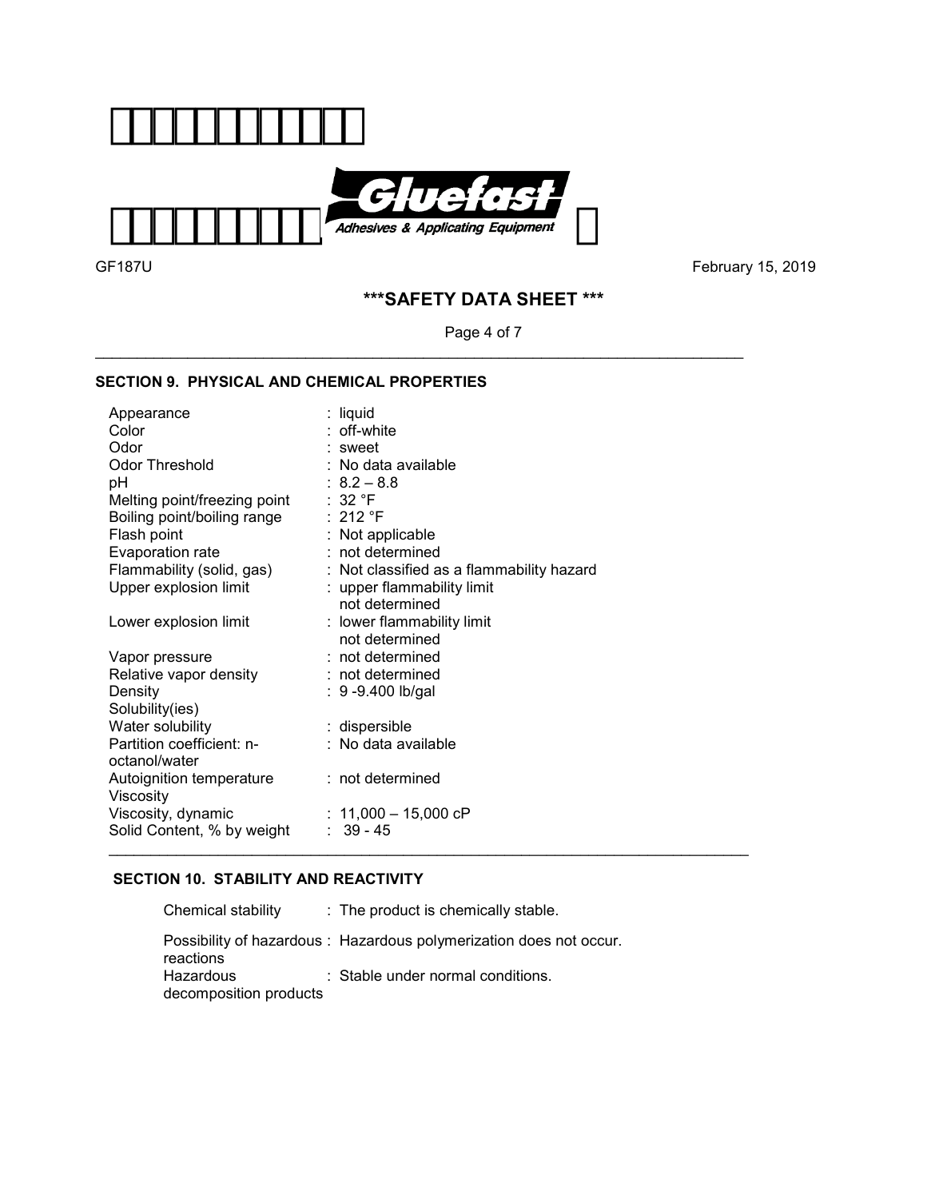## SECTION 9. PHYSICAL AND CHEMICAL PROPERTIES

| Property | Value |
| --- | --- |
| Appearance | : liquid |
| Color | : off-white |
| Odor | : sweet |
| Odor Threshold | : No data available |
| pH | : 8.2 – 8.8 |
| Melting point/freezing point | : 32 °F |
| Boiling point/boiling range | : 212 °F |
| Flash point | : Not applicable |
| Evaporation rate | : not determined |
| Flammability (solid, gas) | : Not classified as a flammability hazard |
| Upper explosion limit | : upper flammability limit not determined |
| Lower explosion limit | : lower flammability limit not determined |
| Vapor pressure | : not determined |
| Relative vapor density | : not determined |
| Density | : 9 -9.400 lb/gal |
| Solubility(ies) | |
| Water solubility | : dispersible |
| Partition coefficient: n-octanol/water | : No data available |
| Autoignition temperature | : not determined |
| Viscosity | |
| Viscosity, dynamic | : 11,000 – 15,000 cP |
| Solid Content, % by weight | : 39 - 45 |

## SECTION 10. STABILITY AND REACTIVITY

| Property | Value |
| --- | --- |
| Chemical stability | : The product is chemically stable. |
| Possibility of hazardous reactions | : Hazardous polymerization does not occur. |
| Hazardous decomposition products | : Stable under normal conditions. |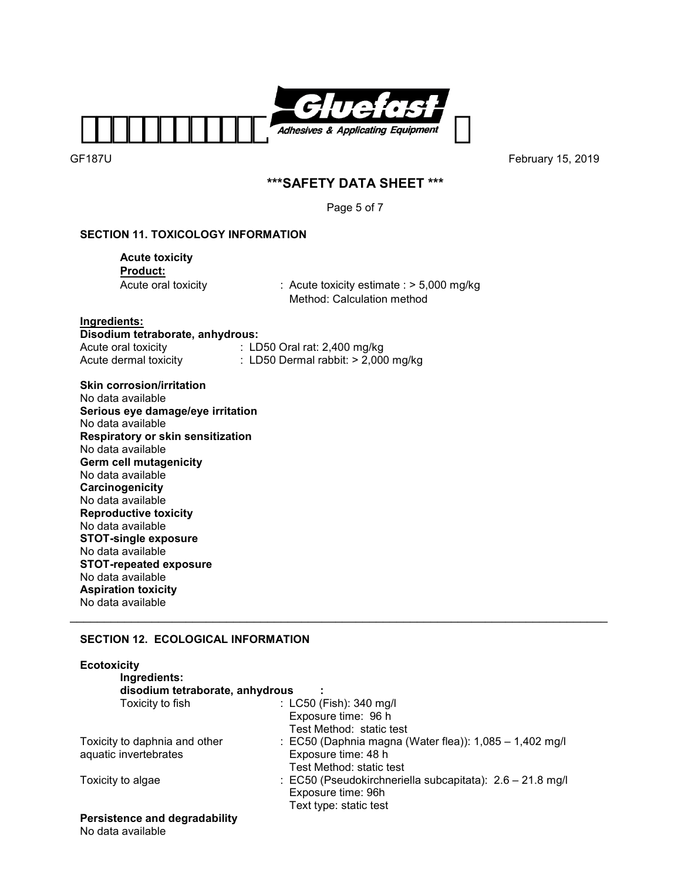## SECTION 11. TOXICOLOGY INFORMATION

**Acute toxicity**

**Product:**

Acute oral toxicity : Acute toxicity estimate : > 5,000 mg/kg
Method: Calculation method

**Ingredients:**

**Disodium tetraborate, anhydrous:**

Acute oral toxicity : LD50 Oral rat: 2,400 mg/kg

Acute dermal toxicity : LD50 Dermal rabbit: > 2,000 mg/kg

**Skin corrosion/irritation**
No data available

**Serious eye damage/eye irritation**
No data available

**Respiratory or skin sensitization**
No data available

**Germ cell mutagenicity**
No data available

**Carcinogenicity**
No data available

**Reproductive toxicity**
No data available

**STOT-single exposure**
No data available

**STOT-repeated exposure**
No data available

**Aspiration toxicity**
No data available

## SECTION 12. ECOLOGICAL INFORMATION

**Ecotoxicity**

**Ingredients:**

**disodium tetraborate, anhydrous :**

Toxicity to fish : LC50 (Fish): 340 mg/l
Exposure time: 96 h
Test Method: static test

Toxicity to daphnia and other aquatic invertebrates : EC50 (Daphnia magna (Water flea)): 1,085 – 1,402 mg/l
Exposure time: 48 h
Test Method: static test

Toxicity to algae : EC50 (Pseudokirchneriella subcapitata): 2.6 – 21.8 mg/l
Exposure time: 96h
Text type: static test

**Persistence and degradability**
No data available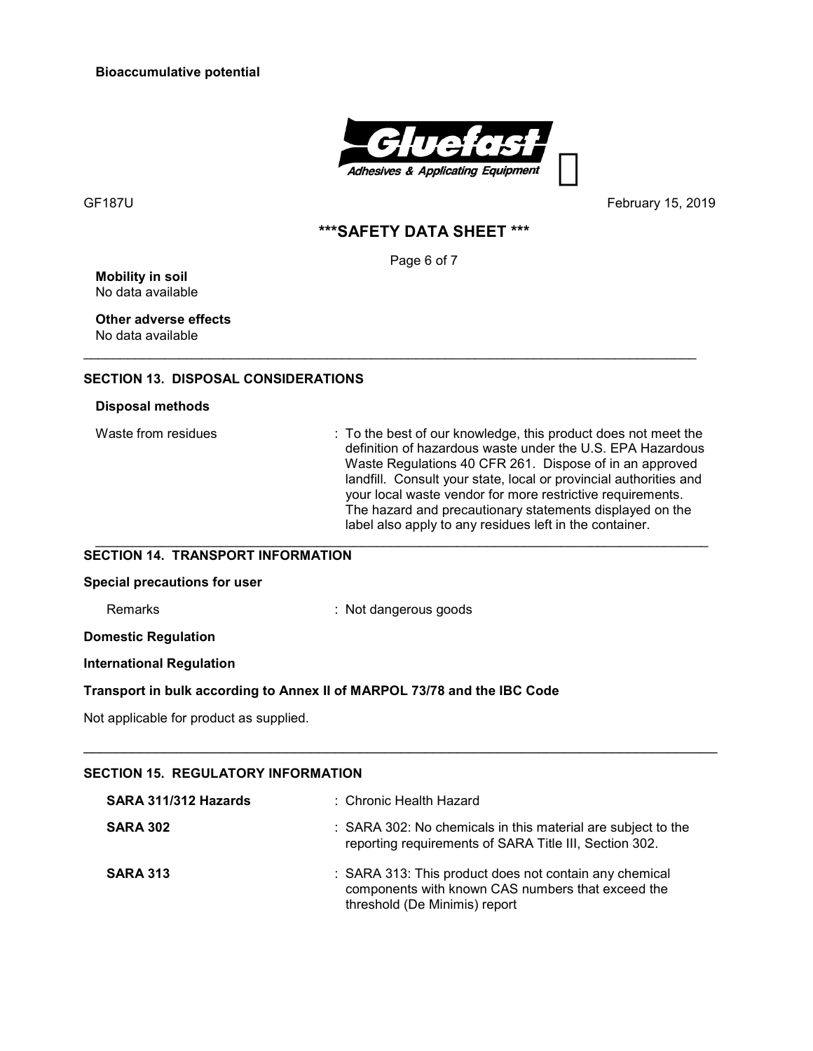**Bioaccumulative potential**

**Mobility in soil**
No data available

**Other adverse effects**
No data available

---

## SECTION 13. DISPOSAL CONSIDERATIONS

**Disposal methods**

Waste from residues : To the best of our knowledge, this product does not meet the definition of hazardous waste under the U.S. EPA Hazardous Waste Regulations 40 CFR 261. Dispose of in an approved landfill. Consult your state, local or provincial authorities and your local waste vendor for more restrictive requirements. The hazard and precautionary statements displayed on the label also apply to any residues left in the container.

---

## SECTION 14. TRANSPORT INFORMATION

**Special precautions for user**

Remarks : Not dangerous goods

**Domestic Regulation**

**International Regulation**

**Transport in bulk according to Annex II of MARPOL 73/78 and the IBC Code**

Not applicable for product as supplied.

---

## SECTION 15. REGULATORY INFORMATION

**SARA 311/312 Hazards** : Chronic Health Hazard

**SARA 302** : SARA 302: No chemicals in this material are subject to the reporting requirements of SARA Title III, Section 302.

**SARA 313** : SARA 313: This product does not contain any chemical components with known CAS numbers that exceed the threshold (De Minimis) report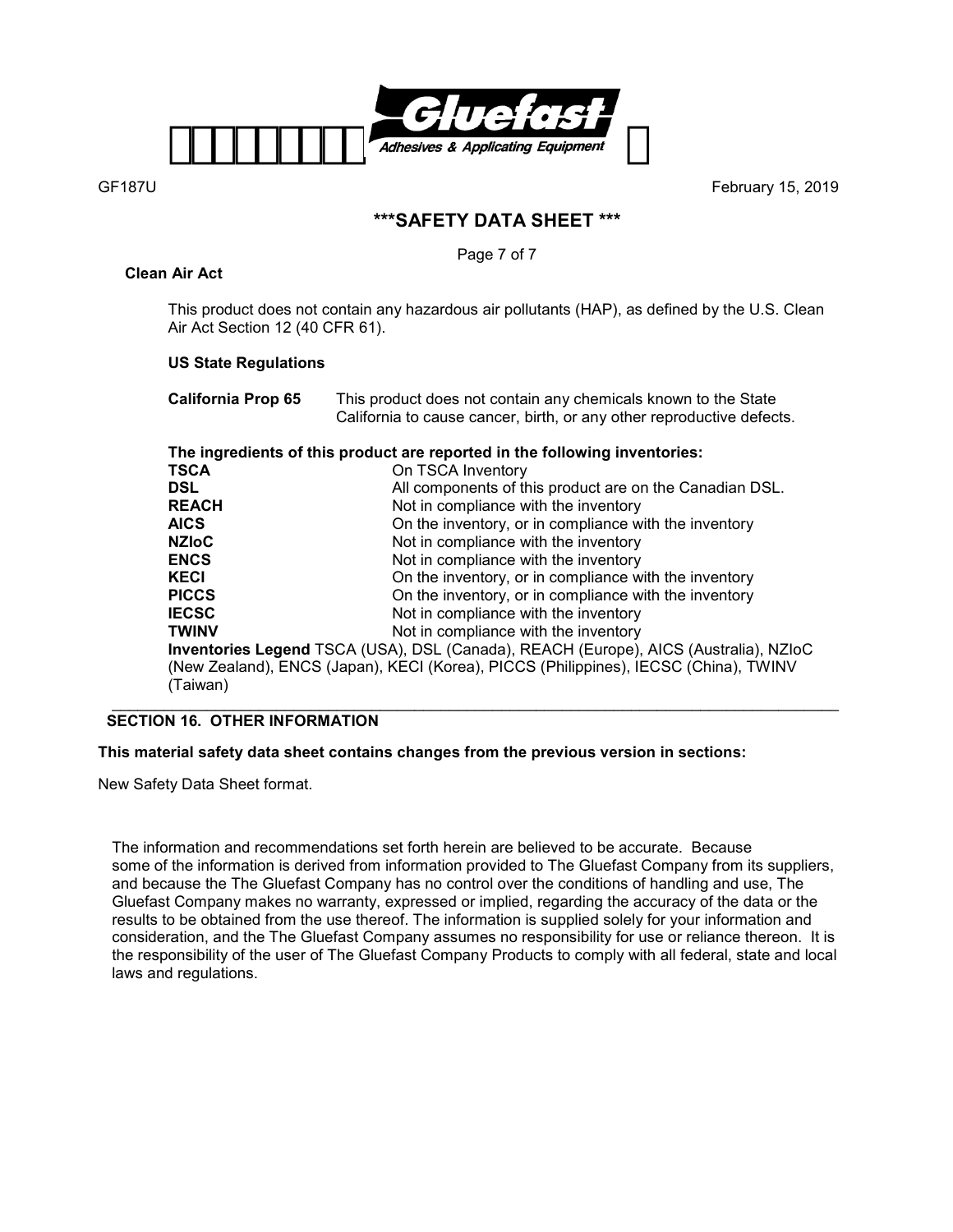**Clean Air Act**

This product does not contain any hazardous air pollutants (HAP), as defined by the U.S. Clean Air Act Section 12 (40 CFR 61).

**US State Regulations**

**California Prop 65** This product does not contain any chemicals known to the State California to cause cancer, birth, or any other reproductive defects.

**The ingredients of this product are reported in the following inventories:**

| | |
|---|---|
| **TSCA** | On TSCA Inventory |
| **DSL** | All components of this product are on the Canadian DSL. |
| **REACH** | Not in compliance with the inventory |
| **AICS** | On the inventory, or in compliance with the inventory |
| **NZIoC** | Not in compliance with the inventory |
| **ENCS** | Not in compliance with the inventory |
| **KECI** | On the inventory, or in compliance with the inventory |
| **PICCS** | On the inventory, or in compliance with the inventory |
| **IECSC** | Not in compliance with the inventory |
| **TWINV** | Not in compliance with the inventory |

**Inventories Legend** TSCA (USA), DSL (Canada), REACH (Europe), AICS (Australia), NZIoC (New Zealand), ENCS (Japan), KECI (Korea), PICCS (Philippines), IECSC (China), TWINV (Taiwan)

## SECTION 16. OTHER INFORMATION

**This material safety data sheet contains changes from the previous version in sections:**

New Safety Data Sheet format.

The information and recommendations set forth herein are believed to be accurate. Because some of the information is derived from information provided to The Gluefast Company from its suppliers, and because the The Gluefast Company has no control over the conditions of handling and use, The Gluefast Company makes no warranty, expressed or implied, regarding the accuracy of the data or the results to be obtained from the use thereof. The information is supplied solely for your information and consideration, and the The Gluefast Company assumes no responsibility for use or reliance thereon. It is the responsibility of the user of The Gluefast Company Products to comply with all federal, state and local laws and regulations.